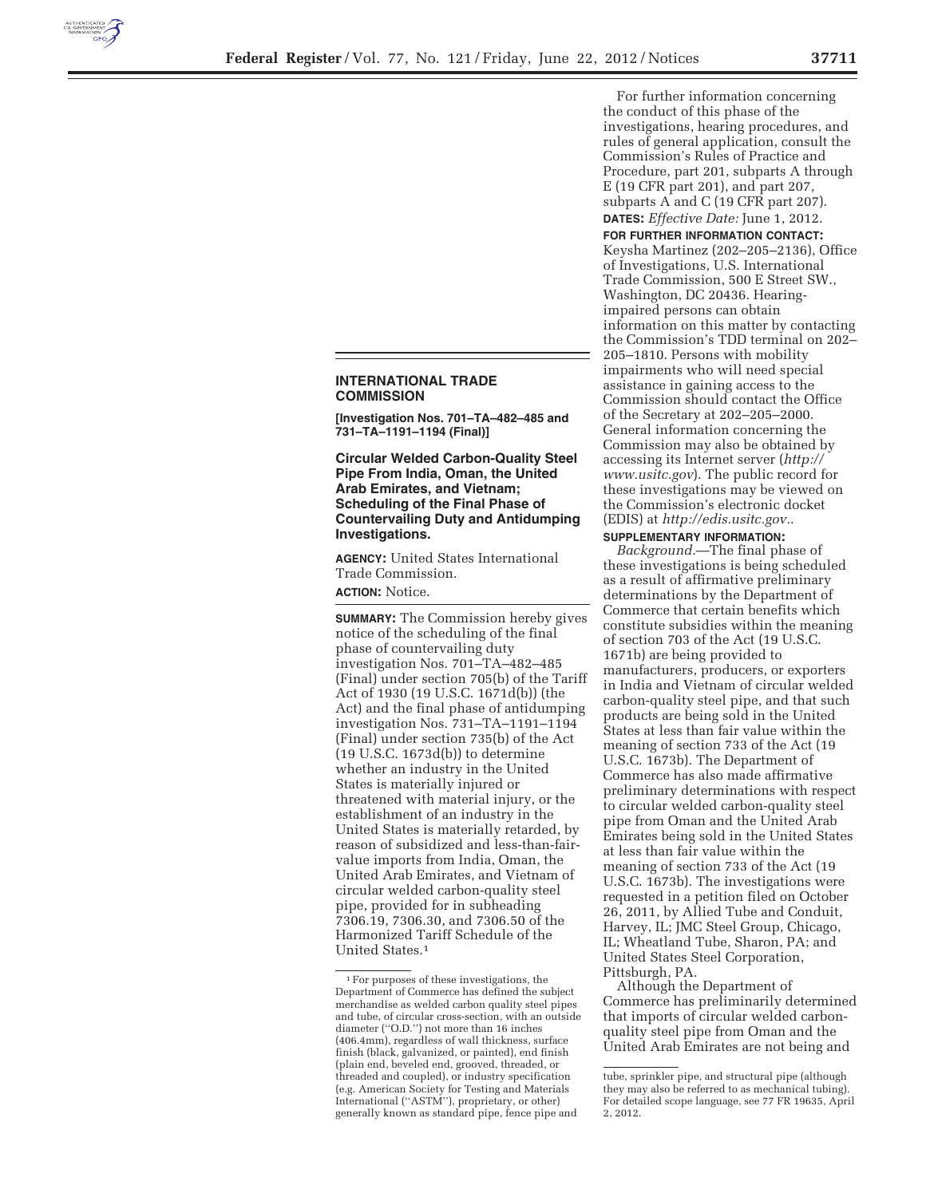## INTERNATIONAL TRADE COMMISSION

**[Investigation Nos. 701–TA–482–485 and 731–TA–1191–1194 (Final)]**

### Circular Welded Carbon-Quality Steel Pipe From India, Oman, the United Arab Emirates, and Vietnam; Scheduling of the Final Phase of Countervailing Duty and Antidumping Investigations.

**AGENCY:** United States International Trade Commission.

**ACTION:** Notice.

**SUMMARY:** The Commission hereby gives notice of the scheduling of the final phase of countervailing duty investigation Nos. 701–TA–482–485 (Final) under section 705(b) of the Tariff Act of 1930 (19 U.S.C. 1671d(b)) (the Act) and the final phase of antidumping investigation Nos. 731–TA–1191–1194 (Final) under section 735(b) of the Act (19 U.S.C. 1673d(b)) to determine whether an industry in the United States is materially injured or threatened with material injury, or the establishment of an industry in the United States is materially retarded, by reason of subsidized and less-than-fair-value imports from India, Oman, the United Arab Emirates, and Vietnam of circular welded carbon-quality steel pipe, provided for in subheading 7306.19, 7306.30, and 7306.50 of the Harmonized Tariff Schedule of the United States.[1]

For further information concerning the conduct of this phase of the investigations, hearing procedures, and rules of general application, consult the Commission's Rules of Practice and Procedure, part 201, subparts A through E (19 CFR part 201), and part 207, subparts A and C (19 CFR part 207).

**DATES:** *Effective Date:* June 1, 2012.

**FOR FURTHER INFORMATION CONTACT:** Keysha Martinez (202–205–2136), Office of Investigations, U.S. International Trade Commission, 500 E Street SW., Washington, DC 20436. Hearing-impaired persons can obtain information on this matter by contacting the Commission's TDD terminal on 202–205–1810. Persons with mobility impairments who will need special assistance in gaining access to the Commission should contact the Office of the Secretary at 202–205–2000. General information concerning the Commission may also be obtained by accessing its Internet server (*http://www.usitc.gov*). The public record for these investigations may be viewed on the Commission's electronic docket (EDIS) at *http://edis.usitc.gov.*.

**SUPPLEMENTARY INFORMATION:**

*Background.*—The final phase of these investigations is being scheduled as a result of affirmative preliminary determinations by the Department of Commerce that certain benefits which constitute subsidies within the meaning of section 703 of the Act (19 U.S.C. 1671b) are being provided to manufacturers, producers, or exporters in India and Vietnam of circular welded carbon-quality steel pipe, and that such products are being sold in the United States at less than fair value within the meaning of section 733 of the Act (19 U.S.C. 1673b). The Department of Commerce has also made affirmative preliminary determinations with respect to circular welded carbon-quality steel pipe from Oman and the United Arab Emirates being sold in the United States at less than fair value within the meaning of section 733 of the Act (19 U.S.C. 1673b). The investigations were requested in a petition filed on October 26, 2011, by Allied Tube and Conduit, Harvey, IL; JMC Steel Group, Chicago, IL; Wheatland Tube, Sharon, PA; and United States Steel Corporation, Pittsburgh, PA.

Although the Department of Commerce has preliminarily determined that imports of circular welded carbon-quality steel pipe from Oman and the United Arab Emirates are not being and

---

[1] For purposes of these investigations, the Department of Commerce has defined the subject merchandise as welded carbon quality steel pipes and tube, of circular cross-section, with an outside diameter ("O.D.") not more than 16 inches (406.4mm), regardless of wall thickness, surface finish (black, galvanized, or painted), end finish (plain end, beveled end, grooved, threaded, or threaded and coupled), or industry specification (e.g. American Society for Testing and Materials International ("ASTM"), proprietary, or other) generally known as standard pipe, fence pipe and tube, sprinkler pipe, and structural pipe (although they may also be referred to as mechanical tubing). For detailed scope language, see 77 FR 19635, April 2, 2012.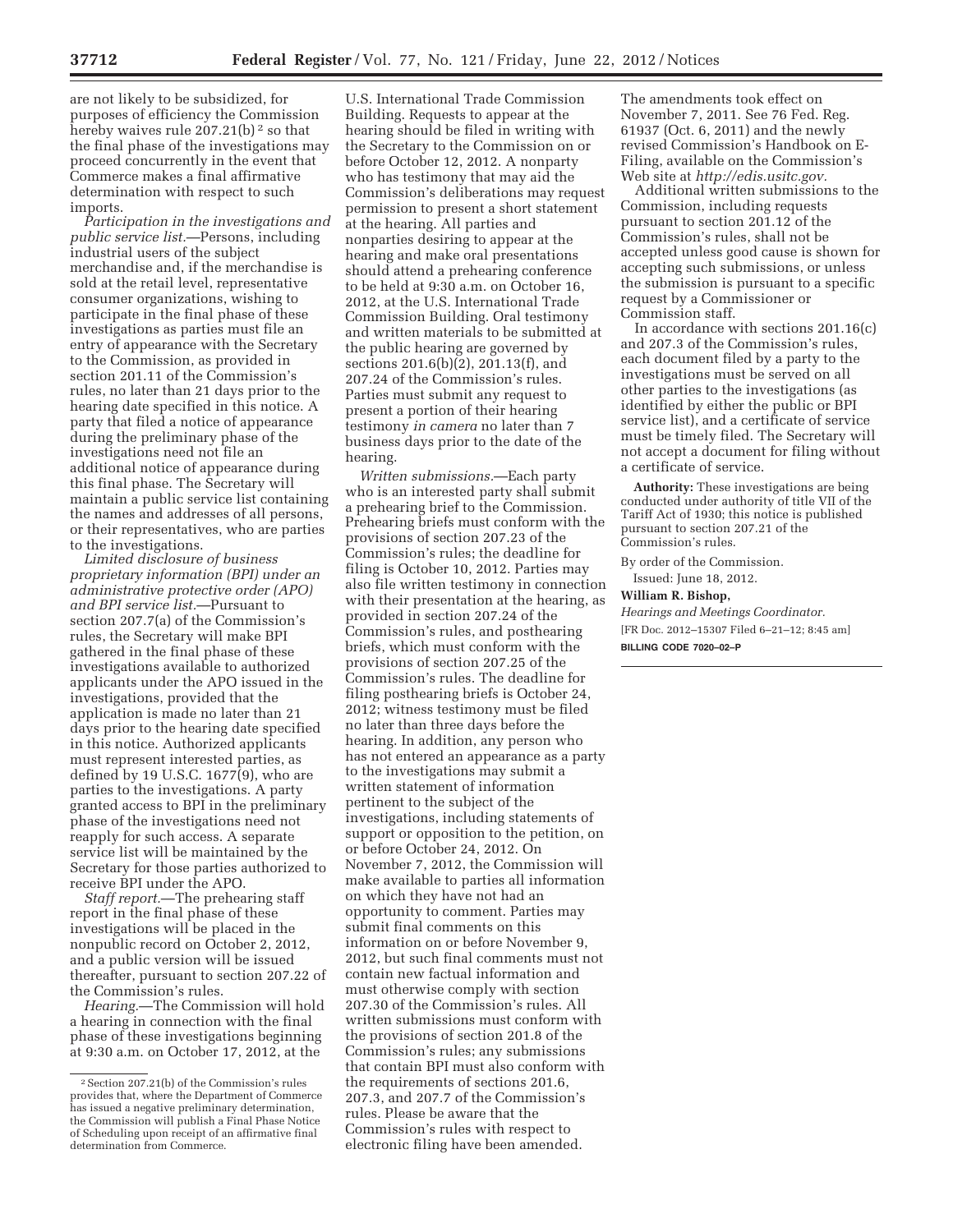are not likely to be subsidized, for purposes of efficiency the Commission hereby waives rule 207.21(b) [2] so that the final phase of the investigations may proceed concurrently in the event that Commerce makes a final affirmative determination with respect to such imports.

*Participation in the investigations and public service list.*—Persons, including industrial users of the subject merchandise and, if the merchandise is sold at the retail level, representative consumer organizations, wishing to participate in the final phase of these investigations as parties must file an entry of appearance with the Secretary to the Commission, as provided in section 201.11 of the Commission's rules, no later than 21 days prior to the hearing date specified in this notice. A party that filed a notice of appearance during the preliminary phase of the investigations need not file an additional notice of appearance during this final phase. The Secretary will maintain a public service list containing the names and addresses of all persons, or their representatives, who are parties to the investigations.

*Limited disclosure of business proprietary information (BPI) under an administrative protective order (APO) and BPI service list.*—Pursuant to section 207.7(a) of the Commission's rules, the Secretary will make BPI gathered in the final phase of these investigations available to authorized applicants under the APO issued in the investigations, provided that the application is made no later than 21 days prior to the hearing date specified in this notice. Authorized applicants must represent interested parties, as defined by 19 U.S.C. 1677(9), who are parties to the investigations. A party granted access to BPI in the preliminary phase of the investigations need not reapply for such access. A separate service list will be maintained by the Secretary for those parties authorized to receive BPI under the APO.

*Staff report.*—The prehearing staff report in the final phase of these investigations will be placed in the nonpublic record on October 2, 2012, and a public version will be issued thereafter, pursuant to section 207.22 of the Commission's rules.

*Hearing.*—The Commission will hold a hearing in connection with the final phase of these investigations beginning at 9:30 a.m. on October 17, 2012, at the U.S. International Trade Commission Building. Requests to appear at the hearing should be filed in writing with the Secretary to the Commission on or before October 12, 2012. A nonparty who has testimony that may aid the Commission's deliberations may request permission to present a short statement at the hearing. All parties and nonparties desiring to appear at the hearing and make oral presentations should attend a prehearing conference to be held at 9:30 a.m. on October 16, 2012, at the U.S. International Trade Commission Building. Oral testimony and written materials to be submitted at the public hearing are governed by sections 201.6(b)(2), 201.13(f), and 207.24 of the Commission's rules. Parties must submit any request to present a portion of their hearing testimony *in camera* no later than 7 business days prior to the date of the hearing.

*Written submissions.*—Each party who is an interested party shall submit a prehearing brief to the Commission. Prehearing briefs must conform with the provisions of section 207.23 of the Commission's rules; the deadline for filing is October 10, 2012. Parties may also file written testimony in connection with their presentation at the hearing, as provided in section 207.24 of the Commission's rules, and posthearing briefs, which must conform with the provisions of section 207.25 of the Commission's rules. The deadline for filing posthearing briefs is October 24, 2012; witness testimony must be filed no later than three days before the hearing. In addition, any person who has not entered an appearance as a party to the investigations may submit a written statement of information pertinent to the subject of the investigations, including statements of support or opposition to the petition, on or before October 24, 2012. On November 7, 2012, the Commission will make available to parties all information on which they have not had an opportunity to comment. Parties may submit final comments on this information on or before November 9, 2012, but such final comments must not contain new factual information and must otherwise comply with section 207.30 of the Commission's rules. All written submissions must conform with the provisions of section 201.8 of the Commission's rules; any submissions that contain BPI must also conform with the requirements of sections 201.6, 207.3, and 207.7 of the Commission's rules. Please be aware that the Commission's rules with respect to electronic filing have been amended. The amendments took effect on November 7, 2011. See 76 Fed. Reg. 61937 (Oct. 6, 2011) and the newly revised Commission's Handbook on E-Filing, available on the Commission's Web site at *http://edis.usitc.gov.*

Additional written submissions to the Commission, including requests pursuant to section 201.12 of the Commission's rules, shall not be accepted unless good cause is shown for accepting such submissions, or unless the submission is pursuant to a specific request by a Commissioner or Commission staff.

In accordance with sections 201.16(c) and 207.3 of the Commission's rules, each document filed by a party to the investigations must be served on all other parties to the investigations (as identified by either the public or BPI service list), and a certificate of service must be timely filed. The Secretary will not accept a document for filing without a certificate of service.

**Authority:** These investigations are being conducted under authority of title VII of the Tariff Act of 1930; this notice is published pursuant to section 207.21 of the Commission's rules.

By order of the Commission.

Issued: June 18, 2012.

**William R. Bishop,**

*Hearings and Meetings Coordinator.*

[FR Doc. 2012–15307 Filed 6–21–12; 8:45 am]

**BILLING CODE 7020–02–P**

[2] Section 207.21(b) of the Commission's rules provides that, where the Department of Commerce has issued a negative preliminary determination, the Commission will publish a Final Phase Notice of Scheduling upon receipt of an affirmative final determination from Commerce.